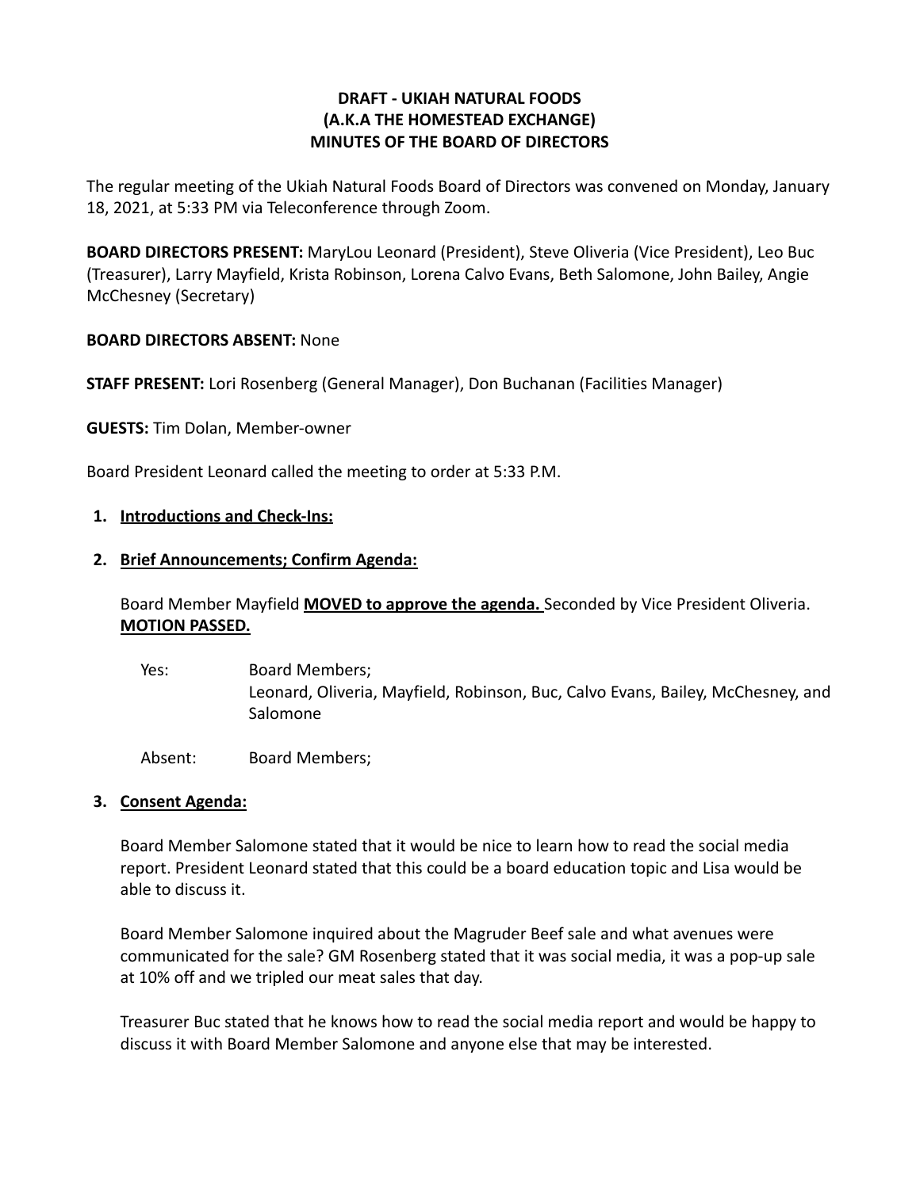**DRAFT - UKIAH NATURAL FOODS**
**(A.K.A THE HOMESTEAD EXCHANGE)**
**MINUTES OF THE BOARD OF DIRECTORS**

The regular meeting of the Ukiah Natural Foods Board of Directors was convened on Monday, January 18, 2021, at 5:33 PM via Teleconference through Zoom.

**BOARD DIRECTORS PRESENT:** MaryLou Leonard (President), Steve Oliveria (Vice President), Leo Buc (Treasurer), Larry Mayfield, Krista Robinson, Lorena Calvo Evans, Beth Salomone, John Bailey, Angie McChesney (Secretary)

**BOARD DIRECTORS ABSENT:** None

**STAFF PRESENT:** Lori Rosenberg (General Manager), Don Buchanan (Facilities Manager)

**GUESTS:** Tim Dolan, Member-owner

Board President Leonard called the meeting to order at 5:33 P.M.

1. **Introductions and Check-Ins:**

2. **Brief Announcements; Confirm Agenda:**

   Board Member Mayfield **MOVED to approve the agenda.** Seconded by Vice President Oliveria. **MOTION PASSED.**

   Yes: Board Members; Leonard, Oliveria, Mayfield, Robinson, Buc, Calvo Evans, Bailey, McChesney, and Salomone

   Absent: Board Members;

3. **Consent Agenda:**

   Board Member Salomone stated that it would be nice to learn how to read the social media report. President Leonard stated that this could be a board education topic and Lisa would be able to discuss it.

   Board Member Salomone inquired about the Magruder Beef sale and what avenues were communicated for the sale? GM Rosenberg stated that it was social media, it was a pop-up sale at 10% off and we tripled our meat sales that day.

   Treasurer Buc stated that he knows how to read the social media report and would be happy to discuss it with Board Member Salomone and anyone else that may be interested.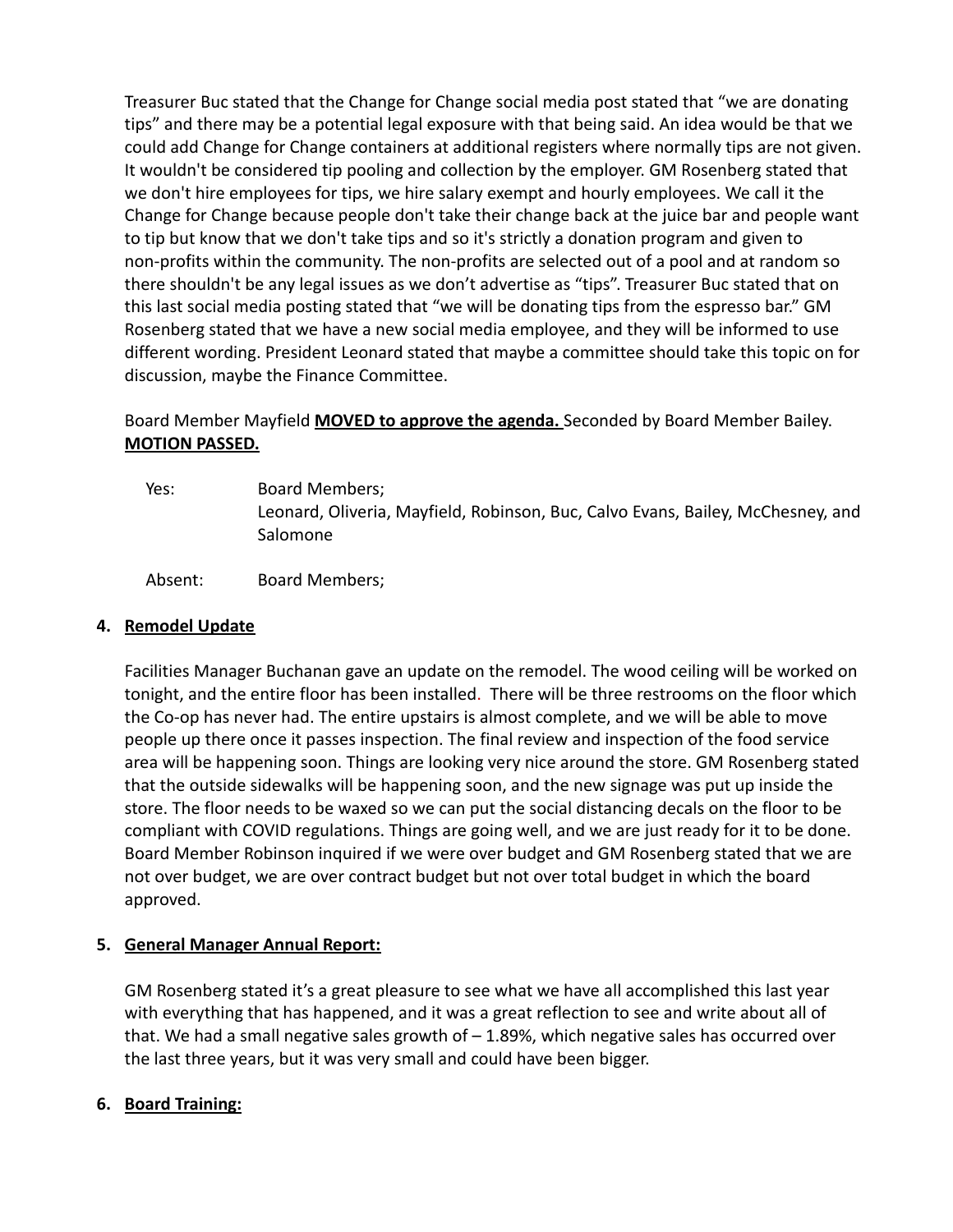Treasurer Buc stated that the Change for Change social media post stated that "we are donating tips" and there may be a potential legal exposure with that being said. An idea would be that we could add Change for Change containers at additional registers where normally tips are not given. It wouldn't be considered tip pooling and collection by the employer. GM Rosenberg stated that we don't hire employees for tips, we hire salary exempt and hourly employees. We call it the Change for Change because people don't take their change back at the juice bar and people want to tip but know that we don't take tips and so it's strictly a donation program and given to non-profits within the community. The non-profits are selected out of a pool and at random so there shouldn't be any legal issues as we don't advertise as "tips". Treasurer Buc stated that on this last social media posting stated that "we will be donating tips from the espresso bar." GM Rosenberg stated that we have a new social media employee, and they will be informed to use different wording. President Leonard stated that maybe a committee should take this topic on for discussion, maybe the Finance Committee.

Board Member Mayfield **MOVED to approve the agenda.** Seconded by Board Member Bailey. **MOTION PASSED.**

Yes: Board Members;
Leonard, Oliveria, Mayfield, Robinson, Buc, Calvo Evans, Bailey, McChesney, and Salomone

Absent: Board Members;

**4. Remodel Update**

Facilities Manager Buchanan gave an update on the remodel. The wood ceiling will be worked on tonight, and the entire floor has been installed. There will be three restrooms on the floor which the Co-op has never had. The entire upstairs is almost complete, and we will be able to move people up there once it passes inspection. The final review and inspection of the food service area will be happening soon. Things are looking very nice around the store. GM Rosenberg stated that the outside sidewalks will be happening soon, and the new signage was put up inside the store. The floor needs to be waxed so we can put the social distancing decals on the floor to be compliant with COVID regulations. Things are going well, and we are just ready for it to be done. Board Member Robinson inquired if we were over budget and GM Rosenberg stated that we are not over budget, we are over contract budget but not over total budget in which the board approved.

**5. General Manager Annual Report:**

GM Rosenberg stated it's a great pleasure to see what we have all accomplished this last year with everything that has happened, and it was a great reflection to see and write about all of that. We had a small negative sales growth of – 1.89%, which negative sales has occurred over the last three years, but it was very small and could have been bigger.

**6. Board Training:**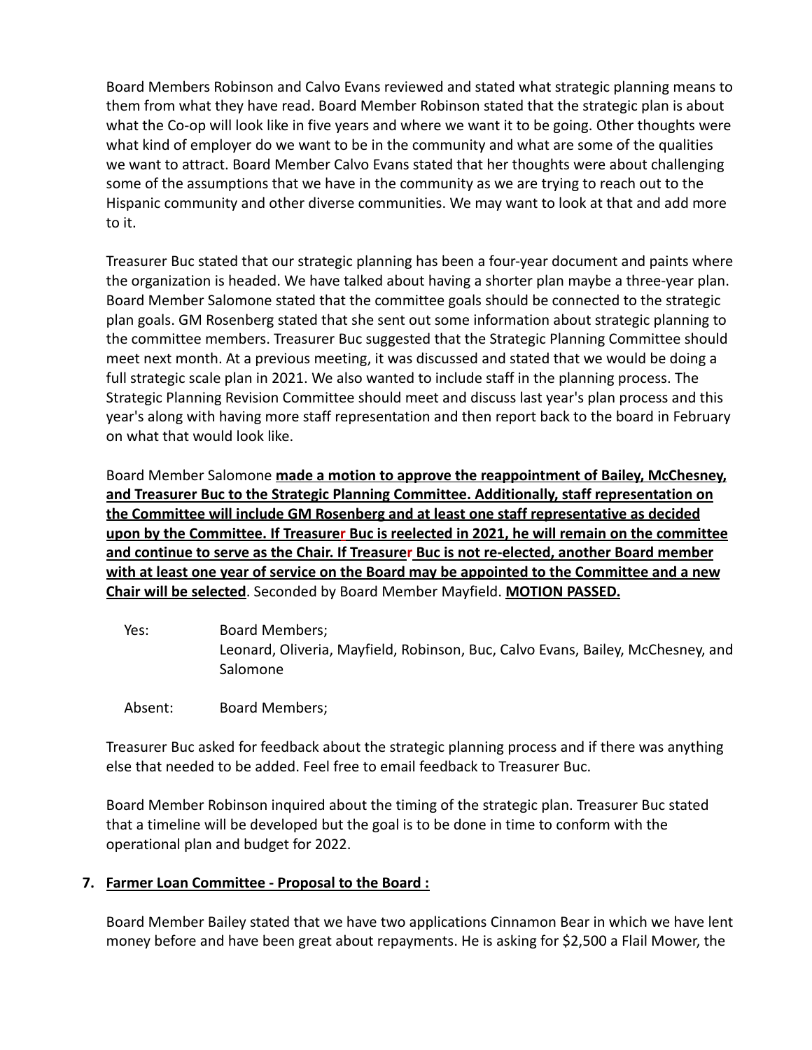Board Members Robinson and Calvo Evans reviewed and stated what strategic planning means to them from what they have read. Board Member Robinson stated that the strategic plan is about what the Co-op will look like in five years and where we want it to be going. Other thoughts were what kind of employer do we want to be in the community and what are some of the qualities we want to attract. Board Member Calvo Evans stated that her thoughts were about challenging some of the assumptions that we have in the community as we are trying to reach out to the Hispanic community and other diverse communities. We may want to look at that and add more to it.

Treasurer Buc stated that our strategic planning has been a four-year document and paints where the organization is headed. We have talked about having a shorter plan maybe a three-year plan. Board Member Salomone stated that the committee goals should be connected to the strategic plan goals. GM Rosenberg stated that she sent out some information about strategic planning to the committee members. Treasurer Buc suggested that the Strategic Planning Committee should meet next month. At a previous meeting, it was discussed and stated that we would be doing a full strategic scale plan in 2021. We also wanted to include staff in the planning process. The Strategic Planning Revision Committee should meet and discuss last year's plan process and this year's along with having more staff representation and then report back to the board in February on what that would look like.

Board Member Salomone **made a motion to approve the reappointment of Bailey, McChesney, and Treasurer Buc to the Strategic Planning Committee. Additionally, staff representation on the Committee will include GM Rosenberg and at least one staff representative as decided upon by the Committee. If Treasurer Buc is reelected in 2021, he will remain on the committee and continue to serve as the Chair. If Treasurer Buc is not re-elected, another Board member with at least one year of service on the Board may be appointed to the Committee and a new Chair will be selected**. Seconded by Board Member Mayfield. **MOTION PASSED.**

Yes: Board Members;
Leonard, Oliveria, Mayfield, Robinson, Buc, Calvo Evans, Bailey, McChesney, and Salomone

Absent: Board Members;

Treasurer Buc asked for feedback about the strategic planning process and if there was anything else that needed to be added. Feel free to email feedback to Treasurer Buc.

Board Member Robinson inquired about the timing of the strategic plan. Treasurer Buc stated that a timeline will be developed but the goal is to be done in time to conform with the operational plan and budget for 2022.

**7. Farmer Loan Committee - Proposal to the Board :**

Board Member Bailey stated that we have two applications Cinnamon Bear in which we have lent money before and have been great about repayments. He is asking for $2,500 a Flail Mower, the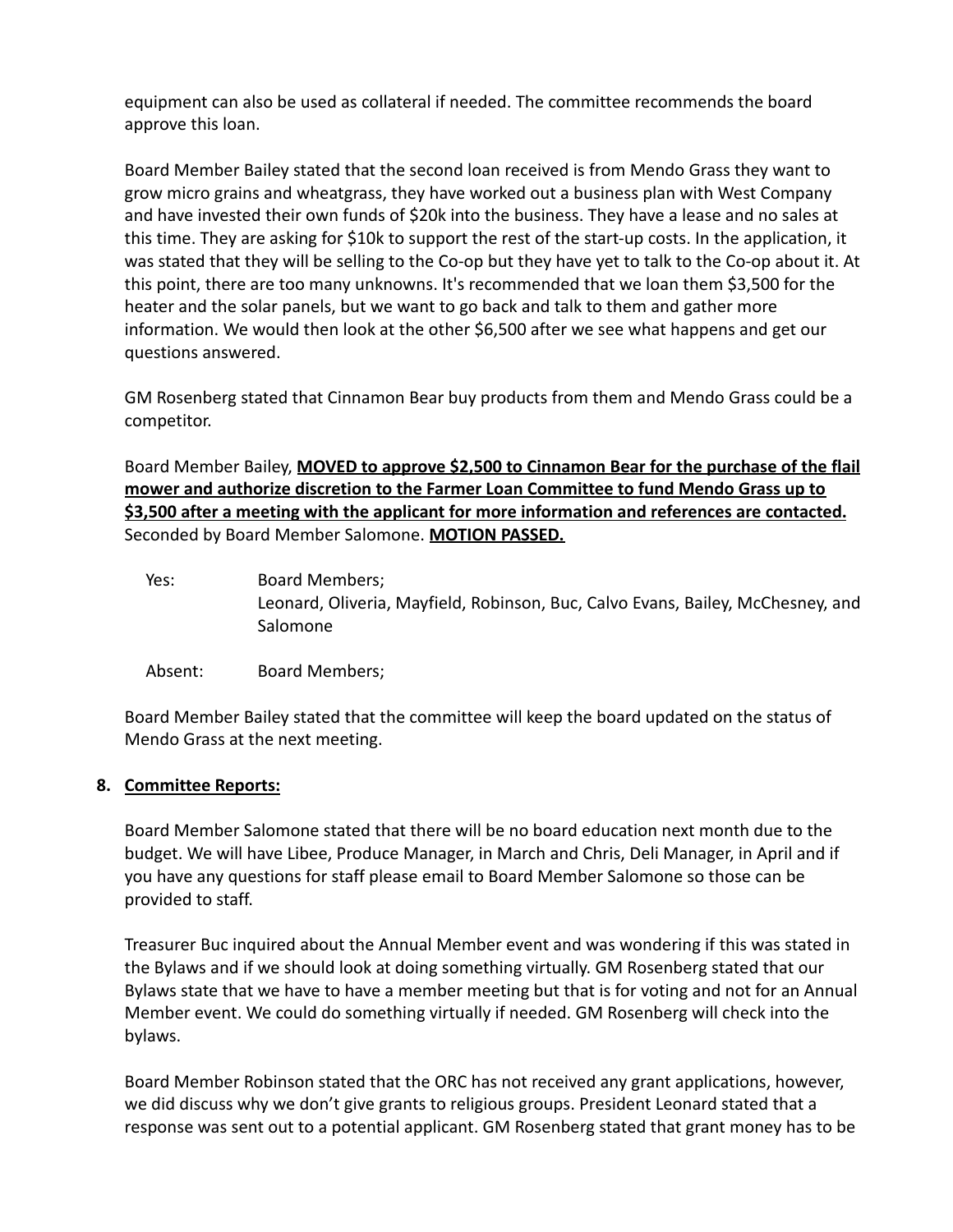equipment can also be used as collateral if needed. The committee recommends the board approve this loan.

Board Member Bailey stated that the second loan received is from Mendo Grass they want to grow micro grains and wheatgrass, they have worked out a business plan with West Company and have invested their own funds of $20k into the business. They have a lease and no sales at this time. They are asking for $10k to support the rest of the start-up costs. In the application, it was stated that they will be selling to the Co-op but they have yet to talk to the Co-op about it. At this point, there are too many unknowns. It's recommended that we loan them $3,500 for the heater and the solar panels, but we want to go back and talk to them and gather more information. We would then look at the other $6,500 after we see what happens and get our questions answered.

GM Rosenberg stated that Cinnamon Bear buy products from them and Mendo Grass could be a competitor.

Board Member Bailey, **MOVED to approve $2,500 to Cinnamon Bear for the purchase of the flail mower and authorize discretion to the Farmer Loan Committee to fund Mendo Grass up to $3,500 after a meeting with the applicant for more information and references are contacted.** Seconded by Board Member Salomone. **MOTION PASSED.**

Yes: Board Members; Leonard, Oliveria, Mayfield, Robinson, Buc, Calvo Evans, Bailey, McChesney, and Salomone

Absent: Board Members;

Board Member Bailey stated that the committee will keep the board updated on the status of Mendo Grass at the next meeting.

## 8. Committee Reports:

Board Member Salomone stated that there will be no board education next month due to the budget. We will have Libee, Produce Manager, in March and Chris, Deli Manager, in April and if you have any questions for staff please email to Board Member Salomone so those can be provided to staff.

Treasurer Buc inquired about the Annual Member event and was wondering if this was stated in the Bylaws and if we should look at doing something virtually. GM Rosenberg stated that our Bylaws state that we have to have a member meeting but that is for voting and not for an Annual Member event. We could do something virtually if needed. GM Rosenberg will check into the bylaws.

Board Member Robinson stated that the ORC has not received any grant applications, however, we did discuss why we don't give grants to religious groups. President Leonard stated that a response was sent out to a potential applicant. GM Rosenberg stated that grant money has to be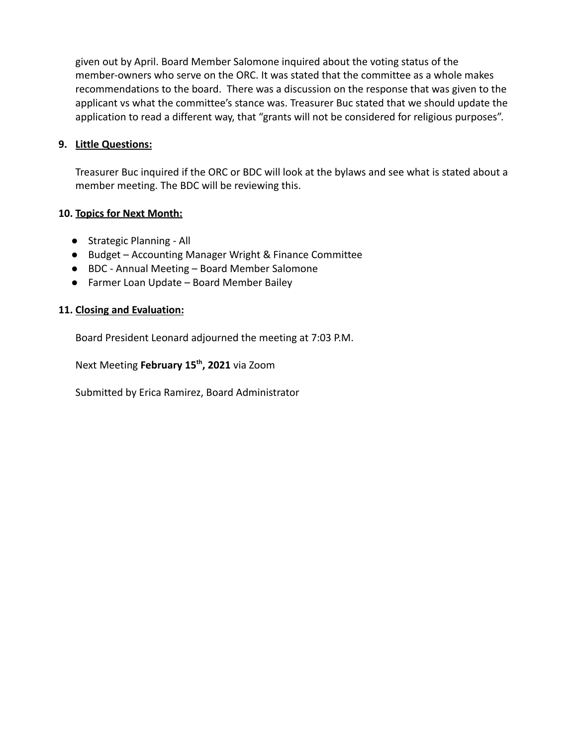given out by April. Board Member Salomone inquired about the voting status of the member-owners who serve on the ORC. It was stated that the committee as a whole makes recommendations to the board. There was a discussion on the response that was given to the applicant vs what the committee's stance was. Treasurer Buc stated that we should update the application to read a different way, that "grants will not be considered for religious purposes".

**9. Little Questions:**

Treasurer Buc inquired if the ORC or BDC will look at the bylaws and see what is stated about a member meeting. The BDC will be reviewing this.

**10. Topics for Next Month:**

- Strategic Planning - All
- Budget – Accounting Manager Wright & Finance Committee
- BDC - Annual Meeting – Board Member Salomone
- Farmer Loan Update – Board Member Bailey

**11. Closing and Evaluation:**

Board President Leonard adjourned the meeting at 7:03 P.M.

Next Meeting **February 15th, 2021** via Zoom

Submitted by Erica Ramirez, Board Administrator